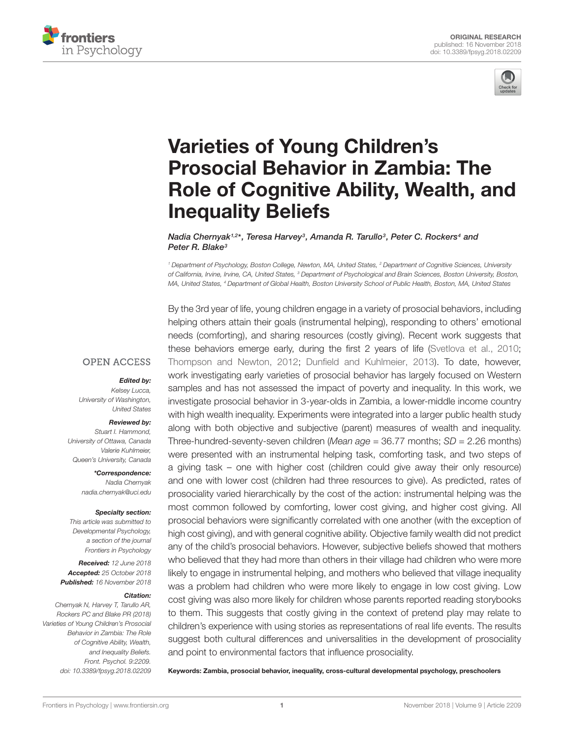ORIGINAL RESEARCH
published: 16 November 2018
doi: 10.3389/fpsyg.2018.02209

# Varieties of Young Children's Prosocial Behavior in Zambia: The Role of Cognitive Ability, Wealth, and Inequality Beliefs

*Nadia Chernyak[1,2]\*, Teresa Harvey[3], Amanda R. Tarullo[3], Peter C. Rockers[4] and Peter R. Blake[3]*

[1] Department of Psychology, Boston College, Newton, MA, United States, [2] Department of Cognitive Sciences, University of California, Irvine, Irvine, CA, United States, [3] Department of Psychological and Brain Sciences, Boston University, Boston, MA, United States, [4] Department of Global Health, Boston University School of Public Health, Boston, MA, United States

By the 3rd year of life, young children engage in a variety of prosocial behaviors, including helping others attain their goals (instrumental helping), responding to others' emotional needs (comforting), and sharing resources (costly giving). Recent work suggests that these behaviors emerge early, during the first 2 years of life (Svetlova et al., 2010; Thompson and Newton, 2012; Dunfield and Kuhlmeier, 2013). To date, however, work investigating early varieties of prosocial behavior has largely focused on Western samples and has not assessed the impact of poverty and inequality. In this work, we investigate prosocial behavior in 3-year-olds in Zambia, a lower-middle income country with high wealth inequality. Experiments were integrated into a larger public health study along with both objective and subjective (parent) measures of wealth and inequality. Three-hundred-seventy-seven children (*Mean age* = 36.77 months; *SD* = 2.26 months) were presented with an instrumental helping task, comforting task, and two steps of a giving task – one with higher cost (children could give away their only resource) and one with lower cost (children had three resources to give). As predicted, rates of prosociality varied hierarchically by the cost of the action: instrumental helping was the most common followed by comforting, lower cost giving, and higher cost giving. All prosocial behaviors were significantly correlated with one another (with the exception of high cost giving), and with general cognitive ability. Objective family wealth did not predict any of the child's prosocial behaviors. However, subjective beliefs showed that mothers who believed that they had more than others in their village had children who were more likely to engage in instrumental helping, and mothers who believed that village inequality was a problem had children who were more likely to engage in low cost giving. Low cost giving was also more likely for children whose parents reported reading storybooks to them. This suggests that costly giving in the context of pretend play may relate to children's experience with using stories as representations of real life events. The results suggest both cultural differences and universalities in the development of prosociality and point to environmental factors that influence prosociality.

**Keywords: Zambia, prosocial behavior, inequality, cross-cultural developmental psychology, preschoolers**

OPEN ACCESS

***Edited by:***
Kelsey Lucca,
University of Washington,
United States

***Reviewed by:***
Stuart I. Hammond,
University of Ottawa, Canada
Valerie Kuhlmeier,
Queen's University, Canada

***\*Correspondence:***
Nadia Chernyak
nadia.chernyak@uci.edu

***Specialty section:***
This article was submitted to
Developmental Psychology,
a section of the journal
Frontiers in Psychology

**Received:** 12 June 2018
**Accepted:** 25 October 2018
**Published:** 16 November 2018

***Citation:***
Chernyak N, Harvey T, Tarullo AR, Rockers PC and Blake PR (2018) Varieties of Young Children's Prosocial Behavior in Zambia: The Role of Cognitive Ability, Wealth, and Inequality Beliefs. Front. Psychol. 9:2209. doi: 10.3389/fpsyg.2018.02209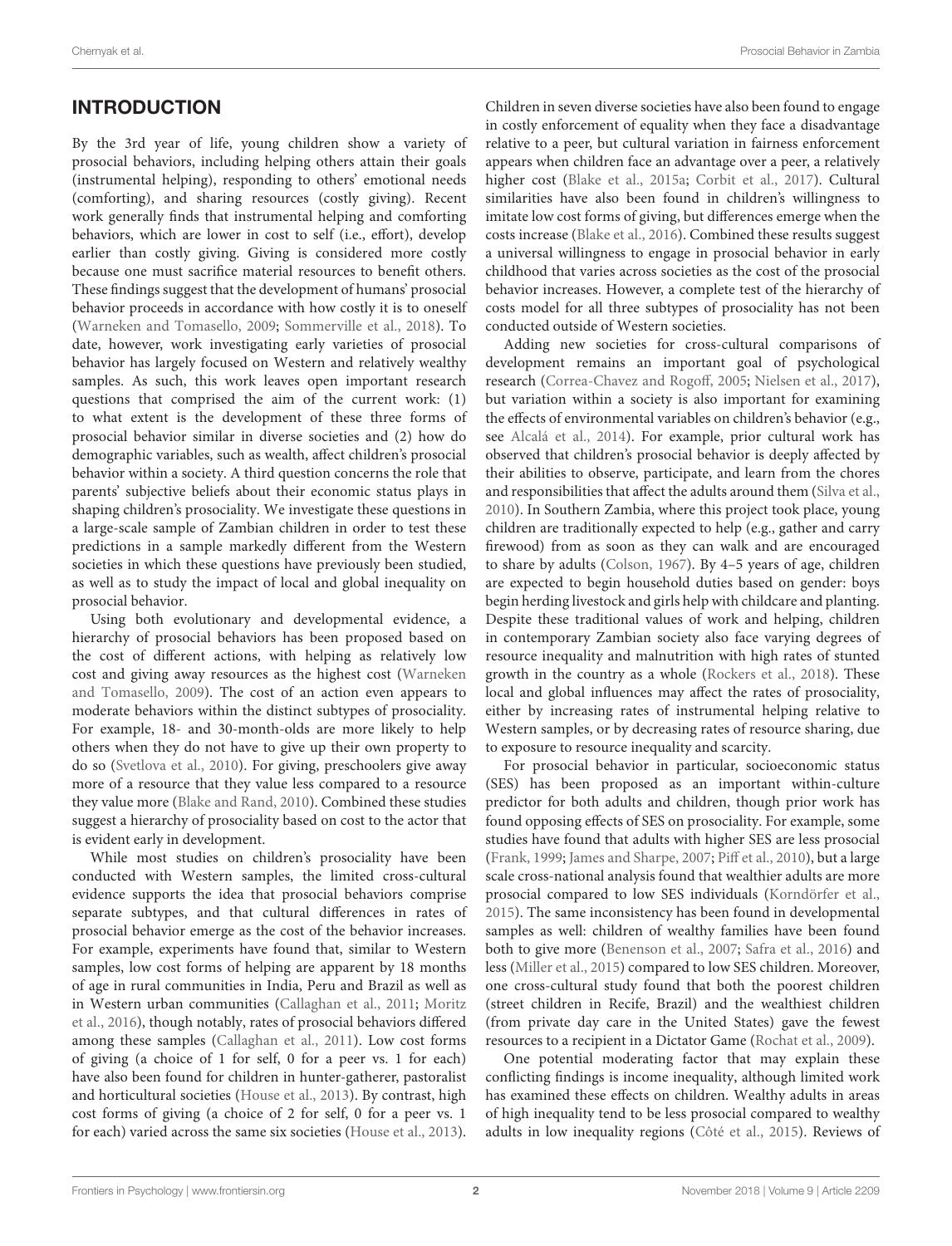## INTRODUCTION

By the 3rd year of life, young children show a variety of prosocial behaviors, including helping others attain their goals (instrumental helping), responding to others' emotional needs (comforting), and sharing resources (costly giving). Recent work generally finds that instrumental helping and comforting behaviors, which are lower in cost to self (i.e., effort), develop earlier than costly giving. Giving is considered more costly because one must sacrifice material resources to benefit others. These findings suggest that the development of humans' prosocial behavior proceeds in accordance with how costly it is to oneself (Warneken and Tomasello, 2009; Sommerville et al., 2018). To date, however, work investigating early varieties of prosocial behavior has largely focused on Western and relatively wealthy samples. As such, this work leaves open important research questions that comprised the aim of the current work: (1) to what extent is the development of these three forms of prosocial behavior similar in diverse societies and (2) how do demographic variables, such as wealth, affect children's prosocial behavior within a society. A third question concerns the role that parents' subjective beliefs about their economic status plays in shaping children's prosociality. We investigate these questions in a large-scale sample of Zambian children in order to test these predictions in a sample markedly different from the Western societies in which these questions have previously been studied, as well as to study the impact of local and global inequality on prosocial behavior.

Using both evolutionary and developmental evidence, a hierarchy of prosocial behaviors has been proposed based on the cost of different actions, with helping as relatively low cost and giving away resources as the highest cost (Warneken and Tomasello, 2009). The cost of an action even appears to moderate behaviors within the distinct subtypes of prosociality. For example, 18- and 30-month-olds are more likely to help others when they do not have to give up their own property to do so (Svetlova et al., 2010). For giving, preschoolers give away more of a resource that they value less compared to a resource they value more (Blake and Rand, 2010). Combined these studies suggest a hierarchy of prosociality based on cost to the actor that is evident early in development.

While most studies on children's prosociality have been conducted with Western samples, the limited cross-cultural evidence supports the idea that prosocial behaviors comprise separate subtypes, and that cultural differences in rates of prosocial behavior emerge as the cost of the behavior increases. For example, experiments have found that, similar to Western samples, low cost forms of helping are apparent by 18 months of age in rural communities in India, Peru and Brazil as well as in Western urban communities (Callaghan et al., 2011; Moritz et al., 2016), though notably, rates of prosocial behaviors differed among these samples (Callaghan et al., 2011). Low cost forms of giving (a choice of 1 for self, 0 for a peer vs. 1 for each) have also been found for children in hunter-gatherer, pastoralist and horticultural societies (House et al., 2013). By contrast, high cost forms of giving (a choice of 2 for self, 0 for a peer vs. 1 for each) varied across the same six societies (House et al., 2013). Children in seven diverse societies have also been found to engage in costly enforcement of equality when they face a disadvantage relative to a peer, but cultural variation in fairness enforcement appears when children face an advantage over a peer, a relatively higher cost (Blake et al., 2015a; Corbit et al., 2017). Cultural similarities have also been found in children's willingness to imitate low cost forms of giving, but differences emerge when the costs increase (Blake et al., 2016). Combined these results suggest a universal willingness to engage in prosocial behavior in early childhood that varies across societies as the cost of the prosocial behavior increases. However, a complete test of the hierarchy of costs model for all three subtypes of prosociality has not been conducted outside of Western societies.

Adding new societies for cross-cultural comparisons of development remains an important goal of psychological research (Correa-Chavez and Rogoff, 2005; Nielsen et al., 2017), but variation within a society is also important for examining the effects of environmental variables on children's behavior (e.g., see Alcalá et al., 2014). For example, prior cultural work has observed that children's prosocial behavior is deeply affected by their abilities to observe, participate, and learn from the chores and responsibilities that affect the adults around them (Silva et al., 2010). In Southern Zambia, where this project took place, young children are traditionally expected to help (e.g., gather and carry firewood) from as soon as they can walk and are encouraged to share by adults (Colson, 1967). By 4–5 years of age, children are expected to begin household duties based on gender: boys begin herding livestock and girls help with childcare and planting. Despite these traditional values of work and helping, children in contemporary Zambian society also face varying degrees of resource inequality and malnutrition with high rates of stunted growth in the country as a whole (Rockers et al., 2018). These local and global influences may affect the rates of prosociality, either by increasing rates of instrumental helping relative to Western samples, or by decreasing rates of resource sharing, due to exposure to resource inequality and scarcity.

For prosocial behavior in particular, socioeconomic status (SES) has been proposed as an important within-culture predictor for both adults and children, though prior work has found opposing effects of SES on prosociality. For example, some studies have found that adults with higher SES are less prosocial (Frank, 1999; James and Sharpe, 2007; Piff et al., 2010), but a large scale cross-national analysis found that wealthier adults are more prosocial compared to low SES individuals (Korndörfer et al., 2015). The same inconsistency has been found in developmental samples as well: children of wealthy families have been found both to give more (Benenson et al., 2007; Safra et al., 2016) and less (Miller et al., 2015) compared to low SES children. Moreover, one cross-cultural study found that both the poorest children (street children in Recife, Brazil) and the wealthiest children (from private day care in the United States) gave the fewest resources to a recipient in a Dictator Game (Rochat et al., 2009).

One potential moderating factor that may explain these conflicting findings is income inequality, although limited work has examined these effects on children. Wealthy adults in areas of high inequality tend to be less prosocial compared to wealthy adults in low inequality regions (Côté et al., 2015). Reviews of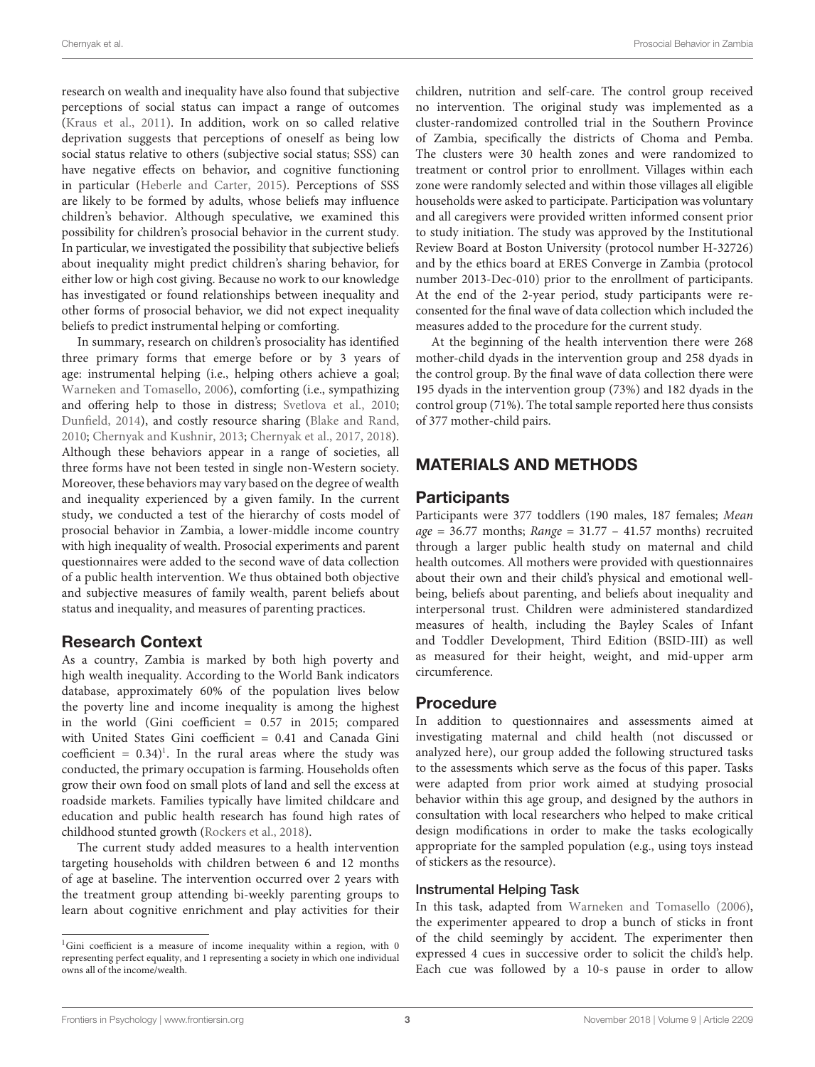research on wealth and inequality have also found that subjective perceptions of social status can impact a range of outcomes (Kraus et al., 2011). In addition, work on so called relative deprivation suggests that perceptions of oneself as being low social status relative to others (subjective social status; SSS) can have negative effects on behavior, and cognitive functioning in particular (Heberle and Carter, 2015). Perceptions of SSS are likely to be formed by adults, whose beliefs may influence children's behavior. Although speculative, we examined this possibility for children's prosocial behavior in the current study. In particular, we investigated the possibility that subjective beliefs about inequality might predict children's sharing behavior, for either low or high cost giving. Because no work to our knowledge has investigated or found relationships between inequality and other forms of prosocial behavior, we did not expect inequality beliefs to predict instrumental helping or comforting.

In summary, research on children's prosociality has identified three primary forms that emerge before or by 3 years of age: instrumental helping (i.e., helping others achieve a goal; Warneken and Tomasello, 2006), comforting (i.e., sympathizing and offering help to those in distress; Svetlova et al., 2010; Dunfield, 2014), and costly resource sharing (Blake and Rand, 2010; Chernyak and Kushnir, 2013; Chernyak et al., 2017, 2018). Although these behaviors appear in a range of societies, all three forms have not been tested in single non-Western society. Moreover, these behaviors may vary based on the degree of wealth and inequality experienced by a given family. In the current study, we conducted a test of the hierarchy of costs model of prosocial behavior in Zambia, a lower-middle income country with high inequality of wealth. Prosocial experiments and parent questionnaires were added to the second wave of data collection of a public health intervention. We thus obtained both objective and subjective measures of family wealth, parent beliefs about status and inequality, and measures of parenting practices.

## Research Context

As a country, Zambia is marked by both high poverty and high wealth inequality. According to the World Bank indicators database, approximately 60% of the population lives below the poverty line and income inequality is among the highest in the world (Gini coefficient = 0.57 in 2015; compared with United States Gini coefficient = 0.41 and Canada Gini coefficient = 0.34)[1]. In the rural areas where the study was conducted, the primary occupation is farming. Households often grow their own food on small plots of land and sell the excess at roadside markets. Families typically have limited childcare and education and public health research has found high rates of childhood stunted growth (Rockers et al., 2018).

The current study added measures to a health intervention targeting households with children between 6 and 12 months of age at baseline. The intervention occurred over 2 years with the treatment group attending bi-weekly parenting groups to learn about cognitive enrichment and play activities for their children, nutrition and self-care. The control group received no intervention. The original study was implemented as a cluster-randomized controlled trial in the Southern Province of Zambia, specifically the districts of Choma and Pemba. The clusters were 30 health zones and were randomized to treatment or control prior to enrollment. Villages within each zone were randomly selected and within those villages all eligible households were asked to participate. Participation was voluntary and all caregivers were provided written informed consent prior to study initiation. The study was approved by the Institutional Review Board at Boston University (protocol number H-32726) and by the ethics board at ERES Converge in Zambia (protocol number 2013-Dec-010) prior to the enrollment of participants. At the end of the 2-year period, study participants were re-consented for the final wave of data collection which included the measures added to the procedure for the current study.

At the beginning of the health intervention there were 268 mother-child dyads in the intervention group and 258 dyads in the control group. By the final wave of data collection there were 195 dyads in the intervention group (73%) and 182 dyads in the control group (71%). The total sample reported here thus consists of 377 mother-child pairs.

# MATERIALS AND METHODS

## Participants

Participants were 377 toddlers (190 males, 187 females; *Mean age* = 36.77 months; *Range* = 31.77 – 41.57 months) recruited through a larger public health study on maternal and child health outcomes. All mothers were provided with questionnaires about their own and their child's physical and emotional well-being, beliefs about parenting, and beliefs about inequality and interpersonal trust. Children were administered standardized measures of health, including the Bayley Scales of Infant and Toddler Development, Third Edition (BSID-III) as well as measured for their height, weight, and mid-upper arm circumference.

## Procedure

In addition to questionnaires and assessments aimed at investigating maternal and child health (not discussed or analyzed here), our group added the following structured tasks to the assessments which serve as the focus of this paper. Tasks were adapted from prior work aimed at studying prosocial behavior within this age group, and designed by the authors in consultation with local researchers who helped to make critical design modifications in order to make the tasks ecologically appropriate for the sampled population (e.g., using toys instead of stickers as the resource).

### Instrumental Helping Task

In this task, adapted from Warneken and Tomasello (2006), the experimenter appeared to drop a bunch of sticks in front of the child seemingly by accident. The experimenter then expressed 4 cues in successive order to solicit the child's help. Each cue was followed by a 10-s pause in order to allow

[1] Gini coefficient is a measure of income inequality within a region, with 0 representing perfect equality, and 1 representing a society in which one individual owns all of the income/wealth.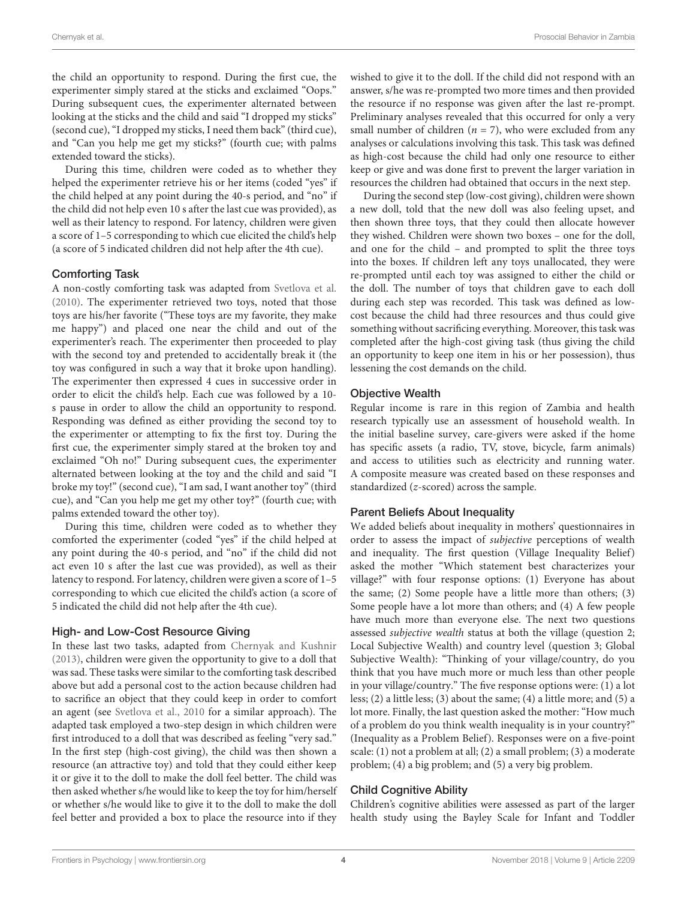the child an opportunity to respond. During the first cue, the experimenter simply stared at the sticks and exclaimed "Oops." During subsequent cues, the experimenter alternated between looking at the sticks and the child and said "I dropped my sticks" (second cue), "I dropped my sticks, I need them back" (third cue), and "Can you help me get my sticks?" (fourth cue; with palms extended toward the sticks).

During this time, children were coded as to whether they helped the experimenter retrieve his or her items (coded "yes" if the child helped at any point during the 40-s period, and "no" if the child did not help even 10 s after the last cue was provided), as well as their latency to respond. For latency, children were given a score of 1–5 corresponding to which cue elicited the child's help (a score of 5 indicated children did not help after the 4th cue).

### Comforting Task

A non-costly comforting task was adapted from Svetlova et al. (2010). The experimenter retrieved two toys, noted that those toys are his/her favorite ("These toys are my favorite, they make me happy") and placed one near the child and out of the experimenter's reach. The experimenter then proceeded to play with the second toy and pretended to accidentally break it (the toy was configured in such a way that it broke upon handling). The experimenter then expressed 4 cues in successive order in order to elicit the child's help. Each cue was followed by a 10-s pause in order to allow the child an opportunity to respond. Responding was defined as either providing the second toy to the experimenter or attempting to fix the first toy. During the first cue, the experimenter simply stared at the broken toy and exclaimed "Oh no!" During subsequent cues, the experimenter alternated between looking at the toy and the child and said "I broke my toy!" (second cue), "I am sad, I want another toy" (third cue), and "Can you help me get my other toy?" (fourth cue; with palms extended toward the other toy).

During this time, children were coded as to whether they comforted the experimenter (coded "yes" if the child helped at any point during the 40-s period, and "no" if the child did not act even 10 s after the last cue was provided), as well as their latency to respond. For latency, children were given a score of 1–5 corresponding to which cue elicited the child's action (a score of 5 indicated the child did not help after the 4th cue).

### High- and Low-Cost Resource Giving

In these last two tasks, adapted from Chernyak and Kushnir (2013), children were given the opportunity to give to a doll that was sad. These tasks were similar to the comforting task described above but add a personal cost to the action because children had to sacrifice an object that they could keep in order to comfort an agent (see Svetlova et al., 2010 for a similar approach). The adapted task employed a two-step design in which children were first introduced to a doll that was described as feeling "very sad." In the first step (high-cost giving), the child was then shown a resource (an attractive toy) and told that they could either keep it or give it to the doll to make the doll feel better. The child was then asked whether s/he would like to keep the toy for him/herself or whether s/he would like to give it to the doll to make the doll feel better and provided a box to place the resource into if they wished to give it to the doll. If the child did not respond with an answer, s/he was re-prompted two more times and then provided the resource if no response was given after the last re-prompt. Preliminary analyses revealed that this occurred for only a very small number of children ($n = 7$), who were excluded from any analyses or calculations involving this task. This task was defined as high-cost because the child had only one resource to either keep or give and was done first to prevent the larger variation in resources the children had obtained that occurs in the next step.

During the second step (low-cost giving), children were shown a new doll, told that the new doll was also feeling upset, and then shown three toys, that they could then allocate however they wished. Children were shown two boxes – one for the doll, and one for the child – and prompted to split the three toys into the boxes. If children left any toys unallocated, they were re-prompted until each toy was assigned to either the child or the doll. The number of toys that children gave to each doll during each step was recorded. This task was defined as low-cost because the child had three resources and thus could give something without sacrificing everything. Moreover, this task was completed after the high-cost giving task (thus giving the child an opportunity to keep one item in his or her possession), thus lessening the cost demands on the child.

### Objective Wealth

Regular income is rare in this region of Zambia and health research typically use an assessment of household wealth. In the initial baseline survey, care-givers were asked if the home has specific assets (a radio, TV, stove, bicycle, farm animals) and access to utilities such as electricity and running water. A composite measure was created based on these responses and standardized ($z$-scored) across the sample.

### Parent Beliefs About Inequality

We added beliefs about inequality in mothers' questionnaires in order to assess the impact of *subjective* perceptions of wealth and inequality. The first question (Village Inequality Belief) asked the mother "Which statement best characterizes your village?" with four response options: (1) Everyone has about the same; (2) Some people have a little more than others; (3) Some people have a lot more than others; and (4) A few people have much more than everyone else. The next two questions assessed *subjective wealth* status at both the village (question 2; Local Subjective Wealth) and country level (question 3; Global Subjective Wealth): "Thinking of your village/country, do you think that you have much more or much less than other people in your village/country." The five response options were: (1) a lot less; (2) a little less; (3) about the same; (4) a little more; and (5) a lot more. Finally, the last question asked the mother: "How much of a problem do you think wealth inequality is in your country?" (Inequality as a Problem Belief). Responses were on a five-point scale: (1) not a problem at all; (2) a small problem; (3) a moderate problem; (4) a big problem; and (5) a very big problem.

### Child Cognitive Ability

Children's cognitive abilities were assessed as part of the larger health study using the Bayley Scale for Infant and Toddler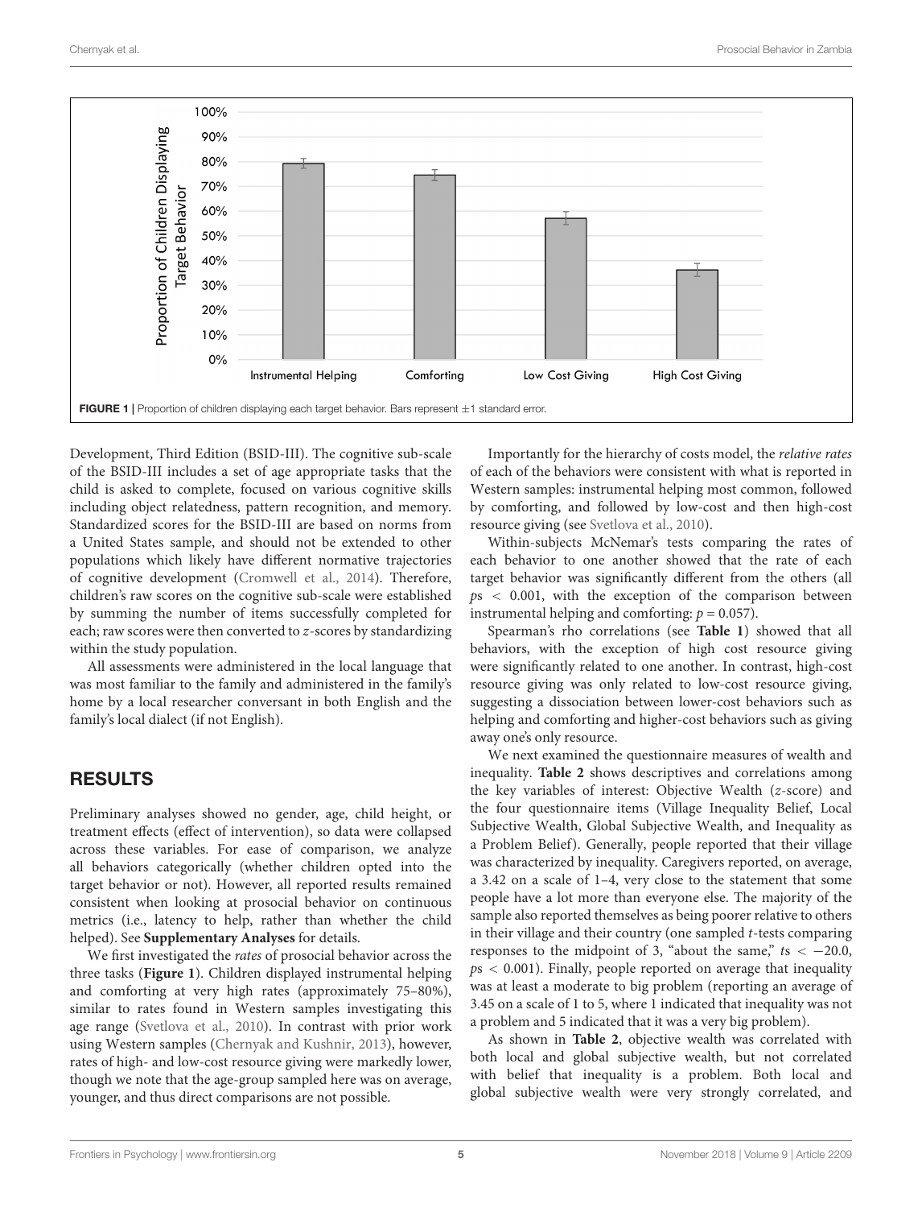FIGURE 1 | Proportion of children displaying each target behavior. Bars represent ±1 standard error.

Development, Third Edition (BSID-III). The cognitive sub-scale of the BSID-III includes a set of age appropriate tasks that the child is asked to complete, focused on various cognitive skills including object relatedness, pattern recognition, and memory. Standardized scores for the BSID-III are based on norms from a United States sample, and should not be extended to other populations which likely have different normative trajectories of cognitive development (Cromwell et al., 2014). Therefore, children's raw scores on the cognitive sub-scale were established by summing the number of items successfully completed for each; raw scores were then converted to $z$-scores by standardizing within the study population.

All assessments were administered in the local language that was most familiar to the family and administered in the family's home by a local researcher conversant in both English and the family's local dialect (if not English).

## RESULTS

Preliminary analyses showed no gender, age, child height, or treatment effects (effect of intervention), so data were collapsed across these variables. For ease of comparison, we analyze all behaviors categorically (whether children opted into the target behavior or not). However, all reported results remained consistent when looking at prosocial behavior on continuous metrics (i.e., latency to help, rather than whether the child helped). See **Supplementary Analyses** for details.

We first investigated the *rates* of prosocial behavior across the three tasks (**Figure 1**). Children displayed instrumental helping and comforting at very high rates (approximately 75–80%), similar to rates found in Western samples investigating this age range (Svetlova et al., 2010). In contrast with prior work using Western samples (Chernyak and Kushnir, 2013), however, rates of high- and low-cost resource giving were markedly lower, though we note that the age-group sampled here was on average, younger, and thus direct comparisons are not possible.

Importantly for the hierarchy of costs model, the *relative rates* of each of the behaviors were consistent with what is reported in Western samples: instrumental helping most common, followed by comforting, and followed by low-cost and then high-cost resource giving (see Svetlova et al., 2010).

Within-subjects McNemar's tests comparing the rates of each behavior to one another showed that the rate of each target behavior was significantly different from the others (all $ps < 0.001$, with the exception of the comparison between instrumental helping and comforting: $p = 0.057$).

Spearman's rho correlations (see **Table 1**) showed that all behaviors, with the exception of high cost resource giving were significantly related to one another. In contrast, high-cost resource giving was only related to low-cost resource giving, suggesting a dissociation between lower-cost behaviors such as helping and comforting and higher-cost behaviors such as giving away one's only resource.

We next examined the questionnaire measures of wealth and inequality. **Table 2** shows descriptives and correlations among the key variables of interest: Objective Wealth ($z$-score) and the four questionnaire items (Village Inequality Belief, Local Subjective Wealth, Global Subjective Wealth, and Inequality as a Problem Belief). Generally, people reported that their village was characterized by inequality. Caregivers reported, on average, a 3.42 on a scale of 1–4, very close to the statement that some people have a lot more than everyone else. The majority of the sample also reported themselves as being poorer relative to others in their village and their country (one sampled $t$-tests comparing responses to the midpoint of 3, "about the same," $ts < -20.0$, $ps < 0.001$). Finally, people reported on average that inequality was at least a moderate to big problem (reporting an average of 3.45 on a scale of 1 to 5, where 1 indicated that inequality was not a problem and 5 indicated that it was a very big problem).

As shown in **Table 2**, objective wealth was correlated with both local and global subjective wealth, but not correlated with belief that inequality is a problem. Both local and global subjective wealth were very strongly correlated, and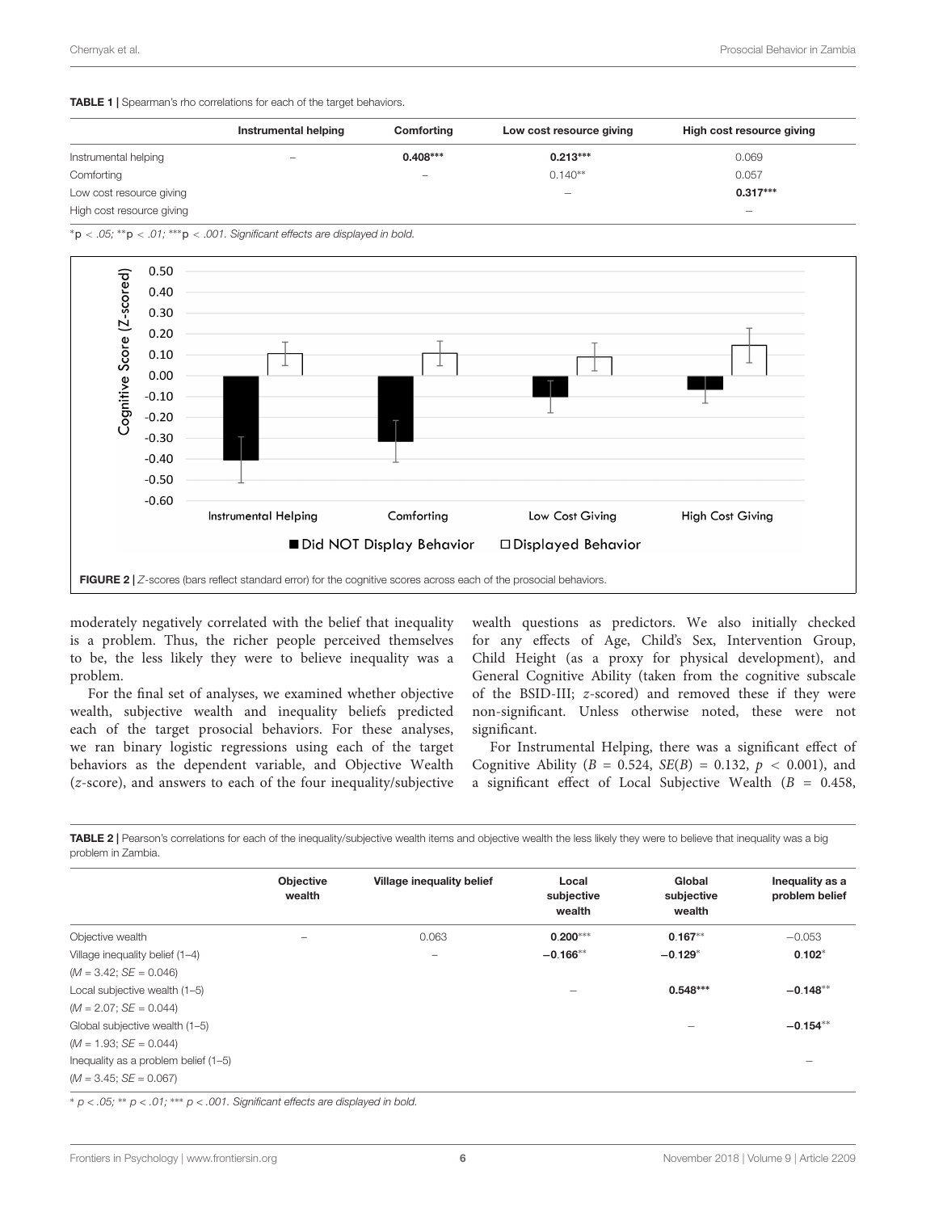**TABLE 1 |** Spearman's rho correlations for each of the target behaviors.

| | Instrumental helping | Comforting | Low cost resource giving | High cost resource giving |
|---|---|---|---|---|
| Instrumental helping | – | **0.408*** ** | **0.213*** ** | 0.069 |
| Comforting | | – | 0.140** | 0.057 |
| Low cost resource giving | | | – | **0.317*** ** |
| High cost resource giving | | | | – |

*p < .05; **p < .01; ***p < .001. Significant effects are displayed in bold.

**FIGURE 2 |** *Z*-scores (bars reflect standard error) for the cognitive scores across each of the prosocial behaviors.

moderately negatively correlated with the belief that inequality is a problem. Thus, the richer people perceived themselves to be, the less likely they were to believe inequality was a problem.

For the final set of analyses, we examined whether objective wealth, subjective wealth and inequality beliefs predicted each of the target prosocial behaviors. For these analyses, we ran binary logistic regressions using each of the target behaviors as the dependent variable, and Objective Wealth (*z*-score), and answers to each of the four inequality/subjective wealth questions as predictors. We also initially checked for any effects of Age, Child's Sex, Intervention Group, Child Height (as a proxy for physical development), and General Cognitive Ability (taken from the cognitive subscale of the BSID-III; *z*-scored) and removed these if they were non-significant. Unless otherwise noted, these were not significant.

For Instrumental Helping, there was a significant effect of Cognitive Ability ($B = 0.524$, $SE(B) = 0.132$, $p < 0.001$), and a significant effect of Local Subjective Wealth ($B = 0.458$,

**TABLE 2 |** Pearson's correlations for each of the inequality/subjective wealth items and objective wealth the less likely they were to believe that inequality was a big problem in Zambia.

| | Objective wealth | Village inequality belief | Local subjective wealth | Global subjective wealth | Inequality as a problem belief |
|---|---|---|---|---|---|
| Objective wealth | – | 0.063 | **0.200*** ** | **0.167** ** | −0.053 |
| Village inequality belief (1–4) ($M = 3.42$; $SE = 0.046$) | | – | **−0.166** ** | **−0.129* ** | **0.102* ** |
| Local subjective wealth (1–5) ($M = 2.07$; $SE = 0.044$) | | | – | **0.548*** ** | **−0.148** ** |
| Global subjective wealth (1–5) ($M = 1.93$; $SE = 0.044$) | | | | – | **−0.154** ** |
| Inequality as a problem belief (1–5) ($M = 3.45$; $SE = 0.067$) | | | | | – |

* p < .05; ** p < .01; *** p < .001. Significant effects are displayed in bold.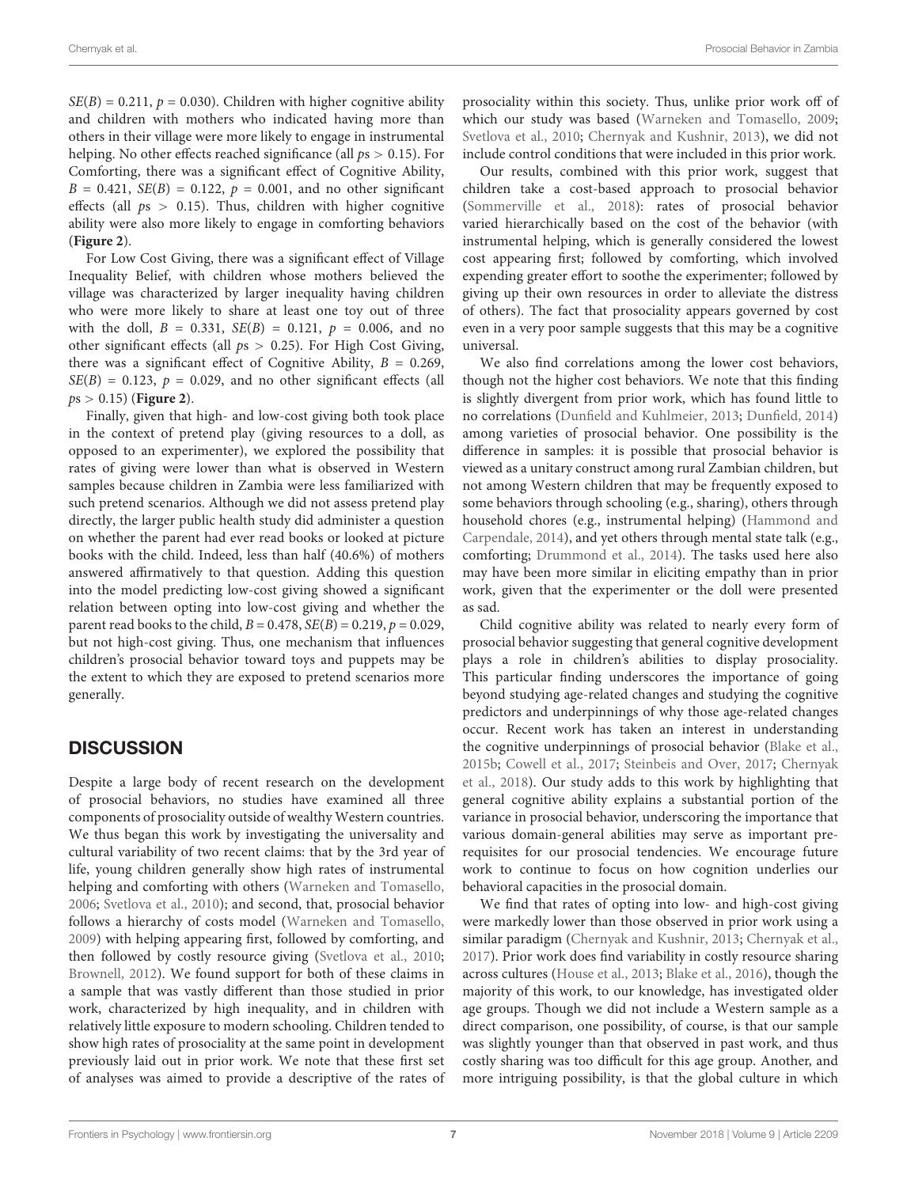$SE(B) = 0.211$, $p = 0.030$). Children with higher cognitive ability and children with mothers who indicated having more than others in their village were more likely to engage in instrumental helping. No other effects reached significance (all $ps > 0.15$). For Comforting, there was a significant effect of Cognitive Ability, $B = 0.421$, $SE(B) = 0.122$, $p = 0.001$, and no other significant effects (all $ps > 0.15$). Thus, children with higher cognitive ability were also more likely to engage in comforting behaviors (**Figure 2**).

For Low Cost Giving, there was a significant effect of Village Inequality Belief, with children whose mothers believed the village was characterized by larger inequality having children who were more likely to share at least one toy out of three with the doll, $B = 0.331$, $SE(B) = 0.121$, $p = 0.006$, and no other significant effects (all $ps > 0.25$). For High Cost Giving, there was a significant effect of Cognitive Ability, $B = 0.269$, $SE(B) = 0.123$, $p = 0.029$, and no other significant effects (all $ps > 0.15$) (**Figure 2**).

Finally, given that high- and low-cost giving both took place in the context of pretend play (giving resources to a doll, as opposed to an experimenter), we explored the possibility that rates of giving were lower than what is observed in Western samples because children in Zambia were less familiarized with such pretend scenarios. Although we did not assess pretend play directly, the larger public health study did administer a question on whether the parent had ever read books or looked at picture books with the child. Indeed, less than half (40.6%) of mothers answered affirmatively to that question. Adding this question into the model predicting low-cost giving showed a significant relation between opting into low-cost giving and whether the parent read books to the child, $B = 0.478$, $SE(B) = 0.219$, $p = 0.029$, but not high-cost giving. Thus, one mechanism that influences children's prosocial behavior toward toys and puppets may be the extent to which they are exposed to pretend scenarios more generally.

## DISCUSSION

Despite a large body of recent research on the development of prosocial behaviors, no studies have examined all three components of prosociality outside of wealthy Western countries. We thus began this work by investigating the universality and cultural variability of two recent claims: that by the 3rd year of life, young children generally show high rates of instrumental helping and comforting with others (Warneken and Tomasello, 2006; Svetlova et al., 2010); and second, that, prosocial behavior follows a hierarchy of costs model (Warneken and Tomasello, 2009) with helping appearing first, followed by comforting, and then followed by costly resource giving (Svetlova et al., 2010; Brownell, 2012). We found support for both of these claims in a sample that was vastly different than those studied in prior work, characterized by high inequality, and in children with relatively little exposure to modern schooling. Children tended to show high rates of prosociality at the same point in development previously laid out in prior work. We note that these first set of analyses was aimed to provide a descriptive of the rates of prosociality within this society. Thus, unlike prior work off of which our study was based (Warneken and Tomasello, 2009; Svetlova et al., 2010; Chernyak and Kushnir, 2013), we did not include control conditions that were included in this prior work.

Our results, combined with this prior work, suggest that children take a cost-based approach to prosocial behavior (Sommerville et al., 2018): rates of prosocial behavior varied hierarchically based on the cost of the behavior (with instrumental helping, which is generally considered the lowest cost appearing first; followed by comforting, which involved expending greater effort to soothe the experimenter; followed by giving up their own resources in order to alleviate the distress of others). The fact that prosociality appears governed by cost even in a very poor sample suggests that this may be a cognitive universal.

We also find correlations among the lower cost behaviors, though not the higher cost behaviors. We note that this finding is slightly divergent from prior work, which has found little to no correlations (Dunfield and Kuhlmeier, 2013; Dunfield, 2014) among varieties of prosocial behavior. One possibility is the difference in samples: it is possible that prosocial behavior is viewed as a unitary construct among rural Zambian children, but not among Western children that may be frequently exposed to some behaviors through schooling (e.g., sharing), others through household chores (e.g., instrumental helping) (Hammond and Carpendale, 2014), and yet others through mental state talk (e.g., comforting; Drummond et al., 2014). The tasks used here also may have been more similar in eliciting empathy than in prior work, given that the experimenter or the doll were presented as sad.

Child cognitive ability was related to nearly every form of prosocial behavior suggesting that general cognitive development plays a role in children's abilities to display prosociality. This particular finding underscores the importance of going beyond studying age-related changes and studying the cognitive predictors and underpinnings of why those age-related changes occur. Recent work has taken an interest in understanding the cognitive underpinnings of prosocial behavior (Blake et al., 2015b; Cowell et al., 2017; Steinbeis and Over, 2017; Chernyak et al., 2018). Our study adds to this work by highlighting that general cognitive ability explains a substantial portion of the variance in prosocial behavior, underscoring the importance that various domain-general abilities may serve as important pre-requisites for our prosocial tendencies. We encourage future work to continue to focus on how cognition underlies our behavioral capacities in the prosocial domain.

We find that rates of opting into low- and high-cost giving were markedly lower than those observed in prior work using a similar paradigm (Chernyak and Kushnir, 2013; Chernyak et al., 2017). Prior work does find variability in costly resource sharing across cultures (House et al., 2013; Blake et al., 2016), though the majority of this work, to our knowledge, has investigated older age groups. Though we did not include a Western sample as a direct comparison, one possibility, of course, is that our sample was slightly younger than that observed in past work, and thus costly sharing was too difficult for this age group. Another, and more intriguing possibility, is that the global culture in which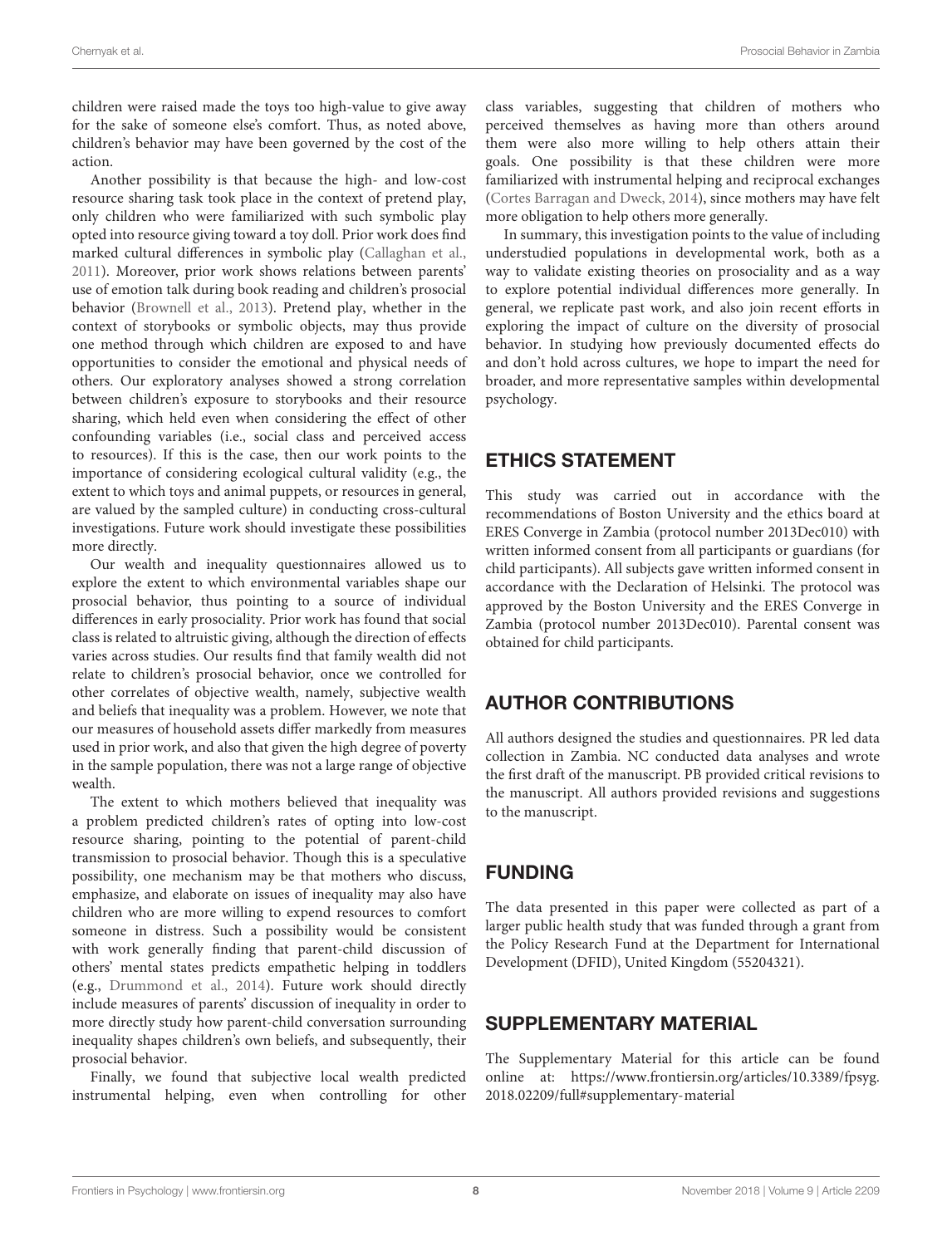children were raised made the toys too high-value to give away for the sake of someone else's comfort. Thus, as noted above, children's behavior may have been governed by the cost of the action.

Another possibility is that because the high- and low-cost resource sharing task took place in the context of pretend play, only children who were familiarized with such symbolic play opted into resource giving toward a toy doll. Prior work does find marked cultural differences in symbolic play (Callaghan et al., 2011). Moreover, prior work shows relations between parents' use of emotion talk during book reading and children's prosocial behavior (Brownell et al., 2013). Pretend play, whether in the context of storybooks or symbolic objects, may thus provide one method through which children are exposed to and have opportunities to consider the emotional and physical needs of others. Our exploratory analyses showed a strong correlation between children's exposure to storybooks and their resource sharing, which held even when considering the effect of other confounding variables (i.e., social class and perceived access to resources). If this is the case, then our work points to the importance of considering ecological cultural validity (e.g., the extent to which toys and animal puppets, or resources in general, are valued by the sampled culture) in conducting cross-cultural investigations. Future work should investigate these possibilities more directly.

Our wealth and inequality questionnaires allowed us to explore the extent to which environmental variables shape our prosocial behavior, thus pointing to a source of individual differences in early prosociality. Prior work has found that social class is related to altruistic giving, although the direction of effects varies across studies. Our results find that family wealth did not relate to children's prosocial behavior, once we controlled for other correlates of objective wealth, namely, subjective wealth and beliefs that inequality was a problem. However, we note that our measures of household assets differ markedly from measures used in prior work, and also that given the high degree of poverty in the sample population, there was not a large range of objective wealth.

The extent to which mothers believed that inequality was a problem predicted children's rates of opting into low-cost resource sharing, pointing to the potential of parent-child transmission to prosocial behavior. Though this is a speculative possibility, one mechanism may be that mothers who discuss, emphasize, and elaborate on issues of inequality may also have children who are more willing to expend resources to comfort someone in distress. Such a possibility would be consistent with work generally finding that parent-child discussion of others' mental states predicts empathetic helping in toddlers (e.g., Drummond et al., 2014). Future work should directly include measures of parents' discussion of inequality in order to more directly study how parent-child conversation surrounding inequality shapes children's own beliefs, and subsequently, their prosocial behavior.

Finally, we found that subjective local wealth predicted instrumental helping, even when controlling for other class variables, suggesting that children of mothers who perceived themselves as having more than others around them were also more willing to help others attain their goals. One possibility is that these children were more familiarized with instrumental helping and reciprocal exchanges (Cortes Barragan and Dweck, 2014), since mothers may have felt more obligation to help others more generally.

In summary, this investigation points to the value of including understudied populations in developmental work, both as a way to validate existing theories on prosociality and as a way to explore potential individual differences more generally. In general, we replicate past work, and also join recent efforts in exploring the impact of culture on the diversity of prosocial behavior. In studying how previously documented effects do and don't hold across cultures, we hope to impart the need for broader, and more representative samples within developmental psychology.

## ETHICS STATEMENT

This study was carried out in accordance with the recommendations of Boston University and the ethics board at ERES Converge in Zambia (protocol number 2013Dec010) with written informed consent from all participants or guardians (for child participants). All subjects gave written informed consent in accordance with the Declaration of Helsinki. The protocol was approved by the Boston University and the ERES Converge in Zambia (protocol number 2013Dec010). Parental consent was obtained for child participants.

## AUTHOR CONTRIBUTIONS

All authors designed the studies and questionnaires. PR led data collection in Zambia. NC conducted data analyses and wrote the first draft of the manuscript. PB provided critical revisions to the manuscript. All authors provided revisions and suggestions to the manuscript.

## FUNDING

The data presented in this paper were collected as part of a larger public health study that was funded through a grant from the Policy Research Fund at the Department for International Development (DFID), United Kingdom (55204321).

## SUPPLEMENTARY MATERIAL

The Supplementary Material for this article can be found online at: https://www.frontiersin.org/articles/10.3389/fpsyg.2018.02209/full#supplementary-material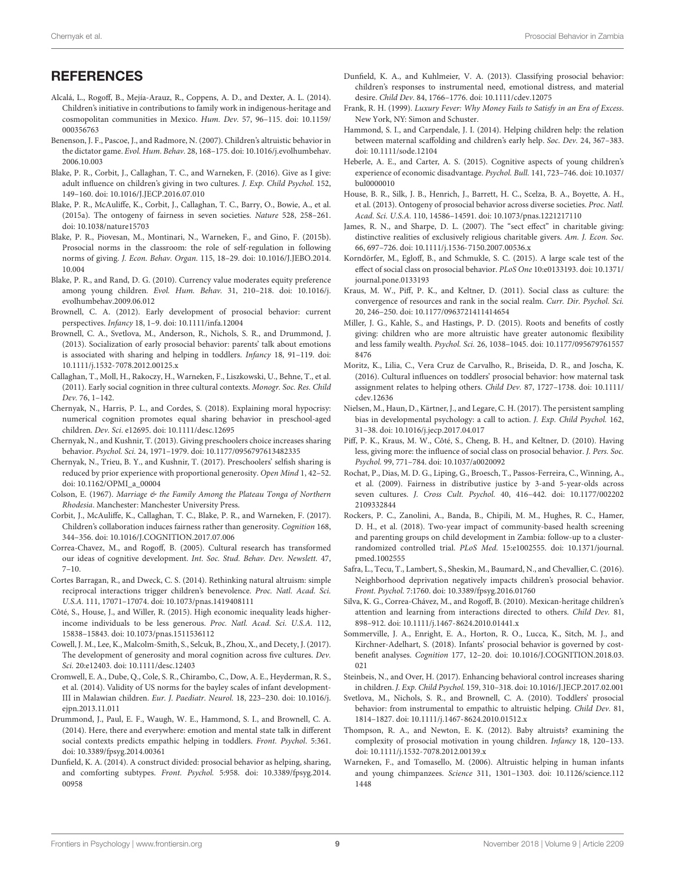## REFERENCES

Alcalá, L., Rogoff, B., Mejía-Arauz, R., Coppens, A. D., and Dexter, A. L. (2014). Children's initiative in contributions to family work in indigenous-heritage and cosmopolitan communities in Mexico. *Hum. Dev.* 57, 96–115. doi: 10.1159/000356763

Benenson, J. F., Pascoe, J., and Radmore, N. (2007). Children's altruistic behavior in the dictator game. *Evol. Hum. Behav.* 28, 168–175. doi: 10.1016/j.evolhumbehav.2006.10.003

Blake, P. R., Corbit, J., Callaghan, T. C., and Warneken, F. (2016). Give as I give: adult influence on children's giving in two cultures. *J. Exp. Child Psychol.* 152, 149–160. doi: 10.1016/J.JECP.2016.07.010

Blake, P. R., McAuliffe, K., Corbit, J., Callaghan, T. C., Barry, O., Bowie, A., et al. (2015a). The ontogeny of fairness in seven societies. *Nature* 528, 258–261. doi: 10.1038/nature15703

Blake, P. R., Piovesan, M., Montinari, N., Warneken, F., and Gino, F. (2015b). Prosocial norms in the classroom: the role of self-regulation in following norms of giving. *J. Econ. Behav. Organ.* 115, 18–29. doi: 10.1016/J.JEBO.2014.10.004

Blake, P. R., and Rand, D. G. (2010). Currency value moderates equity preference among young children. *Evol. Hum. Behav.* 31, 210–218. doi: 10.1016/j.evolhumbehav.2009.06.012

Brownell, C. A. (2012). Early development of prosocial behavior: current perspectives. *Infancy* 18, 1–9. doi: 10.1111/infa.12004

Brownell, C. A., Svetlova, M., Anderson, R., Nichols, S. R., and Drummond, J. (2013). Socialization of early prosocial behavior: parents' talk about emotions is associated with sharing and helping in toddlers. *Infancy* 18, 91–119. doi: 10.1111/j.1532-7078.2012.00125.x

Callaghan, T., Moll, H., Rakoczy, H., Warneken, F., Liszkowski, U., Behne, T., et al. (2011). Early social cognition in three cultural contexts. *Monogr. Soc. Res. Child Dev.* 76, 1–142.

Chernyak, N., Harris, P. L., and Cordes, S. (2018). Explaining moral hypocrisy: numerical cognition promotes equal sharing behavior in preschool-aged children. *Dev. Sci*. e12695. doi: 10.1111/desc.12695

Chernyak, N., and Kushnir, T. (2013). Giving preschoolers choice increases sharing behavior. *Psychol. Sci.* 24, 1971–1979. doi: 10.1177/0956797613482335

Chernyak, N., Trieu, B. Y., and Kushnir, T. (2017). Preschoolers' selfish sharing is reduced by prior experience with proportional generosity. *Open Mind* 1, 42–52. doi: 10.1162/OPMI_a_00004

Colson, E. (1967). *Marriage & the Family Among the Plateau Tonga of Northern Rhodesia*. Manchester: Manchester University Press.

Corbit, J., McAuliffe, K., Callaghan, T. C., Blake, P. R., and Warneken, F. (2017). Children's collaboration induces fairness rather than generosity. *Cognition* 168, 344–356. doi: 10.1016/J.COGNITION.2017.07.006

Correa-Chavez, M., and Rogoff, B. (2005). Cultural research has transformed our ideas of cognitive development. *Int. Soc. Stud. Behav. Dev. Newslett.* 47, 7–10.

Cortes Barragan, R., and Dweck, C. S. (2014). Rethinking natural altruism: simple reciprocal interactions trigger children's benevolence. *Proc. Natl. Acad. Sci. U.S.A.* 111, 17071–17074. doi: 10.1073/pnas.1419408111

Côté, S., House, J., and Willer, R. (2015). High economic inequality leads higher-income individuals to be less generous. *Proc. Natl. Acad. Sci. U.S.A.* 112, 15838–15843. doi: 10.1073/pnas.1511536112

Cowell, J. M., Lee, K., Malcolm-Smith, S., Selcuk, B., Zhou, X., and Decety, J. (2017). The development of generosity and moral cognition across five cultures. *Dev. Sci.* 20:e12403. doi: 10.1111/desc.12403

Cromwell, E. A., Dube, Q., Cole, S. R., Chirambo, C., Dow, A. E., Heyderman, R. S., et al. (2014). Validity of US norms for the bayley scales of infant development-III in Malawian children. *Eur. J. Paediatr. Neurol.* 18, 223–230. doi: 10.1016/j.ejpn.2013.11.011

Drummond, J., Paul, E. F., Waugh, W. E., Hammond, S. I., and Brownell, C. A. (2014). Here, there and everywhere: emotion and mental state talk in different social contexts predicts empathic helping in toddlers. *Front. Psychol*. 5:361. doi: 10.3389/fpsyg.2014.00361

Dunfield, K. A. (2014). A construct divided: prosocial behavior as helping, sharing, and comforting subtypes. *Front. Psychol.* 5:958. doi: 10.3389/fpsyg.2014.00958

Dunfield, K. A., and Kuhlmeier, V. A. (2013). Classifying prosocial behavior: children's responses to instrumental need, emotional distress, and material desire. *Child Dev.* 84, 1766–1776. doi: 10.1111/cdev.12075

Frank, R. H. (1999). *Luxury Fever: Why Money Fails to Satisfy in an Era of Excess*. New York, NY: Simon and Schuster.

Hammond, S. I., and Carpendale, J. I. (2014). Helping children help: the relation between maternal scaffolding and children's early help. *Soc. Dev.* 24, 367–383. doi: 10.1111/sode.12104

Heberle, A. E., and Carter, A. S. (2015). Cognitive aspects of young children's experience of economic disadvantage. *Psychol. Bull.* 141, 723–746. doi: 10.1037/bul0000010

House, B. R., Silk, J. B., Henrich, J., Barrett, H. C., Scelza, B. A., Boyette, A. H., et al. (2013). Ontogeny of prosocial behavior across diverse societies. *Proc. Natl. Acad. Sci. U.S.A.* 110, 14586–14591. doi: 10.1073/pnas.1221217110

James, R. N., and Sharpe, D. L. (2007). The "sect effect" in charitable giving: distinctive realities of exclusively religious charitable givers. *Am. J. Econ. Soc.* 66, 697–726. doi: 10.1111/j.1536-7150.2007.00536.x

Korndörfer, M., Egloff, B., and Schmukle, S. C. (2015). A large scale test of the effect of social class on prosocial behavior. *PLoS One* 10:e0133193. doi: 10.1371/journal.pone.0133193

Kraus, M. W., Piff, P. K., and Keltner, D. (2011). Social class as culture: the convergence of resources and rank in the social realm. *Curr. Dir. Psychol. Sci.* 20, 246–250. doi: 10.1177/0963721411414654

Miller, J. G., Kahle, S., and Hastings, P. D. (2015). Roots and benefits of costly giving: children who are more altruistic have greater autonomic flexibility and less family wealth. *Psychol. Sci.* 26, 1038–1045. doi: 10.1177/0956797615578476

Moritz, K., Lilia, C., Vera Cruz de Carvalho, R., Briseida, D. R., and Joscha, K. (2016). Cultural influences on toddlers' prosocial behavior: how maternal task assignment relates to helping others. *Child Dev.* 87, 1727–1738. doi: 10.1111/cdev.12636

Nielsen, M., Haun, D., Kärtner, J., and Legare, C. H. (2017). The persistent sampling bias in developmental psychology: a call to action. *J. Exp. Child Psychol.* 162, 31–38. doi: 10.1016/j.jecp.2017.04.017

Piff, P. K., Kraus, M. W., Côté, S., Cheng, B. H., and Keltner, D. (2010). Having less, giving more: the influence of social class on prosocial behavior. *J. Pers. Soc. Psychol.* 99, 771–784. doi: 10.1037/a0020092

Rochat, P., Dias, M. D. G., Liping, G., Broesch, T., Passos-Ferreira, C., Winning, A., et al. (2009). Fairness in distributive justice by 3-and 5-year-olds across seven cultures. *J. Cross Cult. Psychol.* 40, 416–442. doi: 10.1177/0022022109332844

Rockers, P. C., Zanolini, A., Banda, B., Chipili, M. M., Hughes, R. C., Hamer, D. H., et al. (2018). Two-year impact of community-based health screening and parenting groups on child development in Zambia: follow-up to a cluster-randomized controlled trial. *PLoS Med.* 15:e1002555. doi: 10.1371/journal.pmed.1002555

Safra, L., Tecu, T., Lambert, S., Sheskin, M., Baumard, N., and Chevallier, C. (2016). Neighborhood deprivation negatively impacts children's prosocial behavior. *Front. Psychol.* 7:1760. doi: 10.3389/fpsyg.2016.01760

Silva, K. G., Correa-Chávez, M., and Rogoff, B. (2010). Mexican-heritage children's attention and learning from interactions directed to others. *Child Dev.* 81, 898–912. doi: 10.1111/j.1467-8624.2010.01441.x

Sommerville, J. A., Enright, E. A., Horton, R. O., Lucca, K., Sitch, M. J., and Kirchner-Adelhart, S. (2018). Infants' prosocial behavior is governed by cost-benefit analyses. *Cognition* 177, 12–20. doi: 10.1016/J.COGNITION.2018.03.021

Steinbeis, N., and Over, H. (2017). Enhancing behavioral control increases sharing in children. *J. Exp. Child Psychol.* 159, 310–318. doi: 10.1016/J.JECP.2017.02.001

Svetlova, M., Nichols, S. R., and Brownell, C. A. (2010). Toddlers' prosocial behavior: from instrumental to empathic to altruistic helping. *Child Dev.* 81, 1814–1827. doi: 10.1111/j.1467-8624.2010.01512.x

Thompson, R. A., and Newton, E. K. (2012). Baby altruists? examining the complexity of prosocial motivation in young children. *Infancy* 18, 120–133. doi: 10.1111/j.1532-7078.2012.00139.x

Warneken, F., and Tomasello, M. (2006). Altruistic helping in human infants and young chimpanzees. *Science* 311, 1301–1303. doi: 10.1126/science.1121448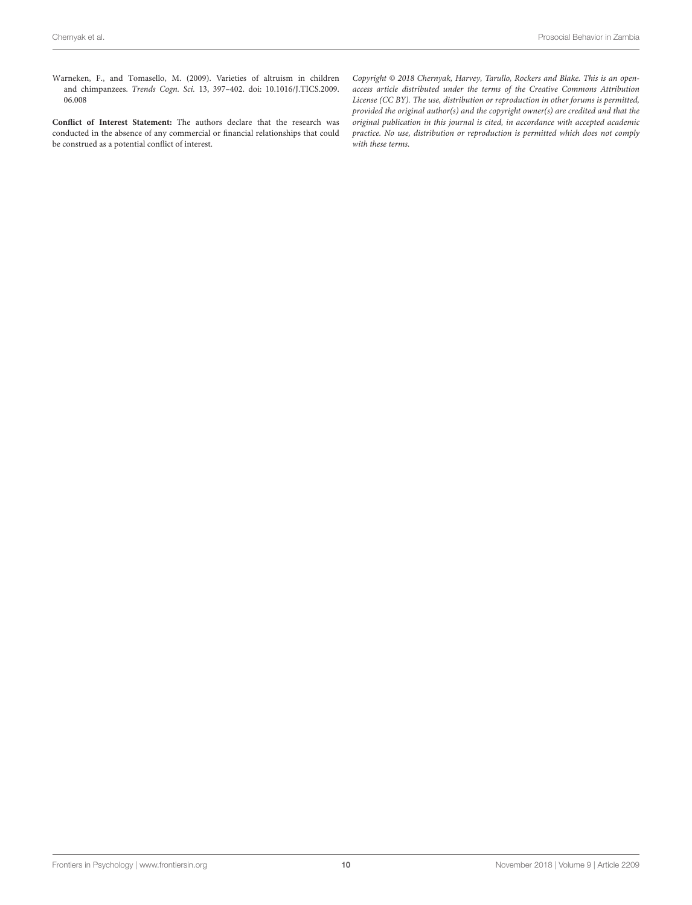Warneken, F., and Tomasello, M. (2009). Varieties of altruism in children and chimpanzees. *Trends Cogn. Sci.* 13, 397–402. doi: 10.1016/J.TICS.2009.06.008

**Conflict of Interest Statement:** The authors declare that the research was conducted in the absence of any commercial or financial relationships that could be construed as a potential conflict of interest.

*Copyright © 2018 Chernyak, Harvey, Tarullo, Rockers and Blake. This is an open-access article distributed under the terms of the Creative Commons Attribution License (CC BY). The use, distribution or reproduction in other forums is permitted, provided the original author(s) and the copyright owner(s) are credited and that the original publication in this journal is cited, in accordance with accepted academic practice. No use, distribution or reproduction is permitted which does not comply with these terms.*